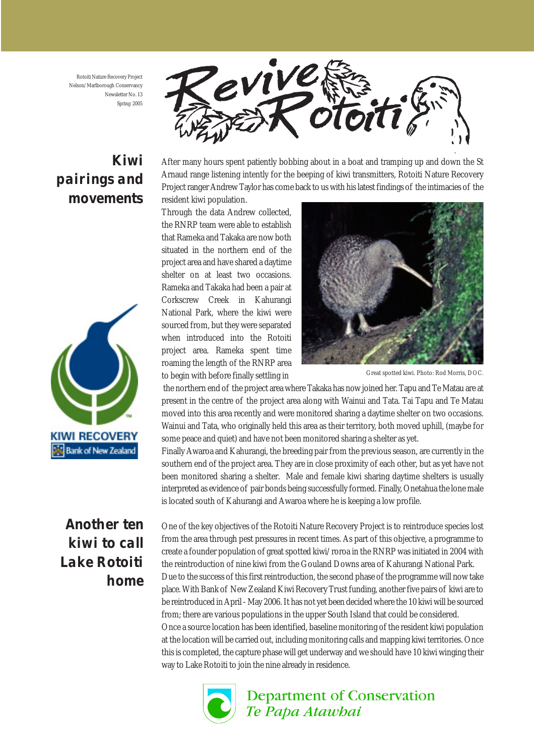Rotoiti Nature Recovery Project
Nelson/Marlborough Conservancy
Newsletter No. 13
Spring 2005

# Revive Rotoiti

## Kiwi pairings and movements

After many hours spent patiently bobbing about in a boat and tramping up and down the St Arnaud range listening intently for the beeping of kiwi transmitters, Rotoiti Nature Recovery Project ranger Andrew Taylor has come back to us with his latest findings of the intimacies of the resident kiwi population.

Through the data Andrew collected, the RNRP team were able to establish that Rameka and Takaka are now both situated in the northern end of the project area and have shared a daytime shelter on at least two occasions. Rameka and Takaka had been a pair at Corkscrew Creek in Kahurangi National Park, where the kiwi were sourced from, but they were separated when introduced into the Rotoiti project area. Rameka spent time roaming the length of the RNRP area to begin with before finally settling in the northern end of the project area where Takaka has now joined her. Tapu and Te Matau are at present in the centre of the project area along with Wainui and Tata. Tai Tapu and Te Matau moved into this area recently and were monitored sharing a daytime shelter on two occasions. Wainui and Tata, who originally held this area as their territory, both moved uphill, (maybe for some peace and quiet) and have not been monitored sharing a shelter as yet.

Great spotted kiwi. Photo: Rod Morris, DOC.

Finally Awaroa and Kahurangi, the breeding pair from the previous season, are currently in the southern end of the project area. They are in close proximity of each other, but as yet have not been monitored sharing a shelter. Male and female kiwi sharing daytime shelters is usually interpreted as evidence of pair bonds being successfully formed. Finally, Onetahua the lone male is located south of Kahurangi and Awaroa where he is keeping a low profile.

KIWI RECOVERY
Bank of New Zealand

## Another ten kiwi to call Lake Rotoiti home

One of the key objectives of the Rotoiti Nature Recovery Project is to reintroduce species lost from the area through pest pressures in recent times. As part of this objective, a programme to create a founder population of great spotted kiwi/roroa in the RNRP was initiated in 2004 with the reintroduction of nine kiwi from the Gouland Downs area of Kahurangi National Park.

Due to the success of this first reintroduction, the second phase of the programme will now take place. With Bank of New Zealand Kiwi Recovery Trust funding, another five pairs of kiwi are to be reintroduced in April - May 2006. It has not yet been decided where the 10 kiwi will be sourced from; there are various populations in the upper South Island that could be considered.

Once a source location has been identified, baseline monitoring of the resident kiwi population at the location will be carried out, including monitoring calls and mapping kiwi territories. Once this is completed, the capture phase will get underway and we should have 10 kiwi winging their way to Lake Rotoiti to join the nine already in residence.

Department of Conservation
*Te Papa Atawhai*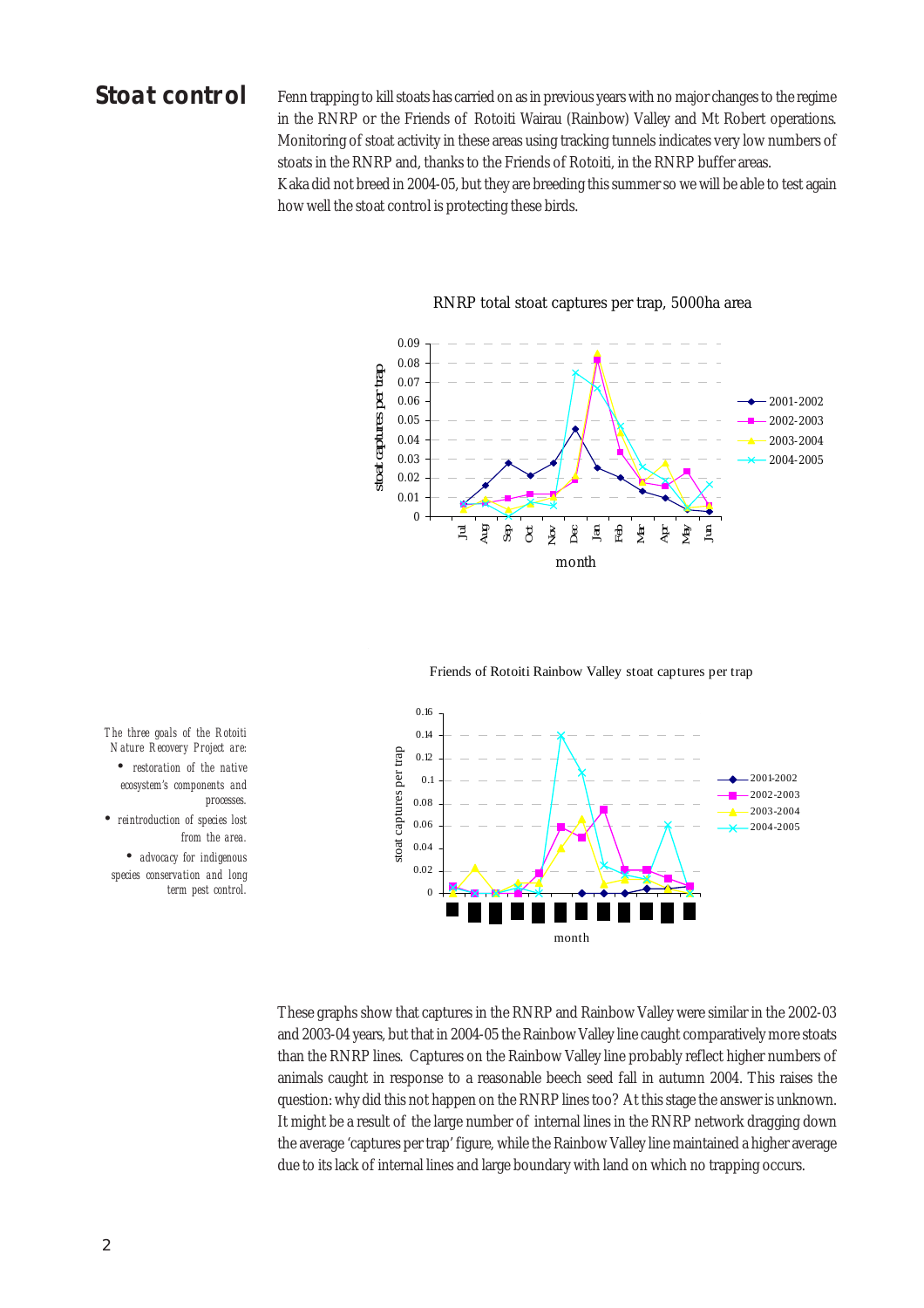## Stoat control

Fenn trapping to kill stoats has carried on as in previous years with no major changes to the regime in the RNRP or the Friends of Rotoiti Wairau (Rainbow) Valley and Mt Robert operations. Monitoring of stoat activity in these areas using tracking tunnels indicates very low numbers of stoats in the RNRP and, thanks to the Friends of Rotoiti, in the RNRP buffer areas.

Kaka did not breed in 2004-05, but they are breeding this summer so we will be able to test again how well the stoat control is protecting these birds.

RNRP total stoat captures per trap, 5000ha area

Friends of Rotoiti Rainbow Valley stoat captures per trap

*The three goals of the Rotoiti Nature Recovery Project are:*

- *restoration of the native ecosystem's components and processes.*
- *reintroduction of species lost from the area.*
- *advocacy for indigenous species conservation and long term pest control.*

These graphs show that captures in the RNRP and Rainbow Valley were similar in the 2002-03 and 2003-04 years, but that in 2004-05 the Rainbow Valley line caught comparatively more stoats than the RNRP lines. Captures on the Rainbow Valley line probably reflect higher numbers of animals caught in response to a reasonable beech seed fall in autumn 2004. This raises the question: why did this not happen on the RNRP lines too? At this stage the answer is unknown. It might be a result of the large number of internal lines in the RNRP network dragging down the average 'captures per trap' figure, while the Rainbow Valley line maintained a higher average due to its lack of internal lines and large boundary with land on which no trapping occurs.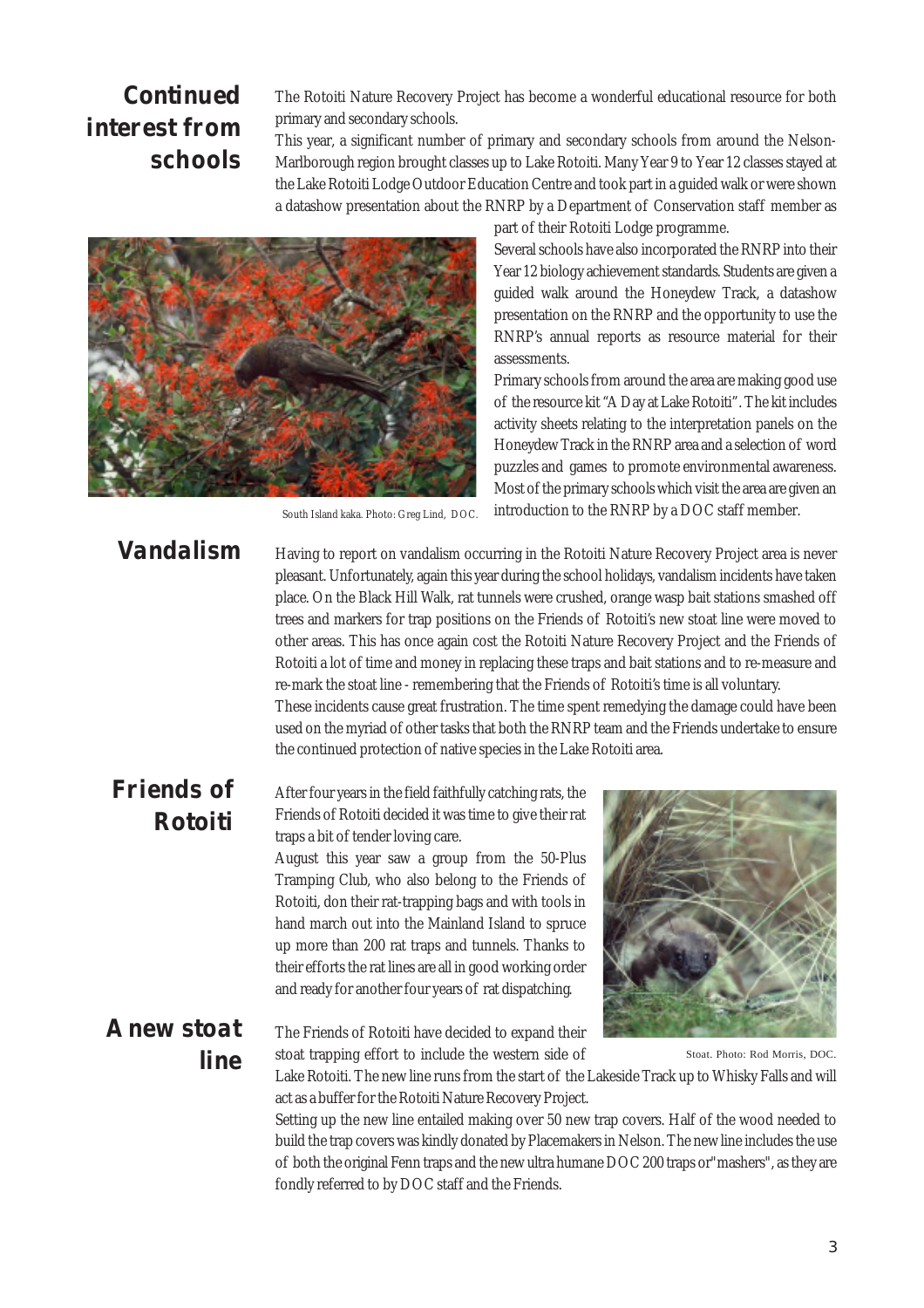## Continued interest from schools

The Rotoiti Nature Recovery Project has become a wonderful educational resource for both primary and secondary schools.

This year, a significant number of primary and secondary schools from around the Nelson-Marlborough region brought classes up to Lake Rotoiti. Many Year 9 to Year 12 classes stayed at the Lake Rotoiti Lodge Outdoor Education Centre and took part in a guided walk or were shown a datashow presentation about the RNRP by a Department of Conservation staff member as part of their Rotoiti Lodge programme.

Several schools have also incorporated the RNRP into their Year 12 biology achievement standards. Students are given a guided walk around the Honeydew Track, a datashow presentation on the RNRP and the opportunity to use the RNRP's annual reports as resource material for their assessments.

Primary schools from around the area are making good use of the resource kit "A Day at Lake Rotoiti". The kit includes activity sheets relating to the interpretation panels on the Honeydew Track in the RNRP area and a selection of word puzzles and games to promote environmental awareness. Most of the primary schools which visit the area are given an introduction to the RNRP by a DOC staff member.

South Island kaka. Photo: Greg Lind, DOC.

## Vandalism

Having to report on vandalism occurring in the Rotoiti Nature Recovery Project area is never pleasant. Unfortunately, again this year during the school holidays, vandalism incidents have taken place. On the Black Hill Walk, rat tunnels were crushed, orange wasp bait stations smashed off trees and markers for trap positions on the Friends of Rotoiti's new stoat line were moved to other areas. This has once again cost the Rotoiti Nature Recovery Project and the Friends of Rotoiti a lot of time and money in replacing these traps and bait stations and to re-measure and re-mark the stoat line - remembering that the Friends of Rotoiti's time is all voluntary.

These incidents cause great frustration. The time spent remedying the damage could have been used on the myriad of other tasks that both the RNRP team and the Friends undertake to ensure the continued protection of native species in the Lake Rotoiti area.

## Friends of Rotoiti

After four years in the field faithfully catching rats, the Friends of Rotoiti decided it was time to give their rat traps a bit of tender loving care.

August this year saw a group from the 50-Plus Tramping Club, who also belong to the Friends of Rotoiti, don their rat-trapping bags and with tools in hand march out into the Mainland Island to spruce up more than 200 rat traps and tunnels. Thanks to their efforts the rat lines are all in good working order and ready for another four years of rat dispatching.

Stoat. Photo: Rod Morris, DOC.

## A new stoat line

The Friends of Rotoiti have decided to expand their stoat trapping effort to include the western side of Lake Rotoiti. The new line runs from the start of the Lakeside Track up to Whisky Falls and will act as a buffer for the Rotoiti Nature Recovery Project.

Setting up the new line entailed making over 50 new trap covers. Half of the wood needed to build the trap covers was kindly donated by Placemakers in Nelson. The new line includes the use of both the original Fenn traps and the new ultra humane DOC 200 traps or "mashers", as they are fondly referred to by DOC staff and the Friends.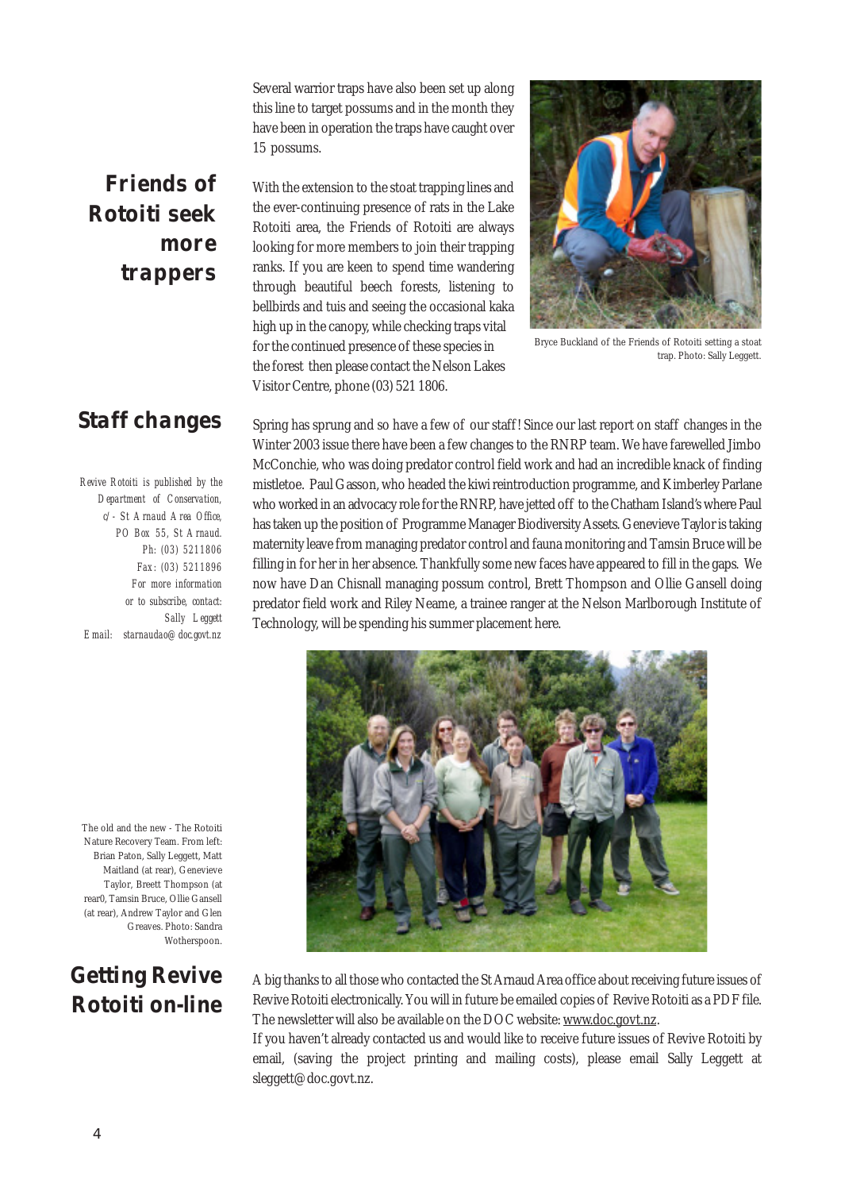Several warrior traps have also been set up along this line to target possums and in the month they have been in operation the traps have caught over 15 possums.

## Friends of Rotoiti seek more trappers

With the extension to the stoat trapping lines and the ever-continuing presence of rats in the Lake Rotoiti area, the Friends of Rotoiti are always looking for more members to join their trapping ranks. If you are keen to spend time wandering through beautiful beech forests, listening to bellbirds and tuis and seeing the occasional kaka high up in the canopy, while checking traps vital for the continued presence of these species in the forest then please contact the Nelson Lakes Visitor Centre, phone (03) 521 1806.

Bryce Buckland of the Friends of Rotoiti setting a stoat trap. Photo: Sally Leggett.

## Staff changes

Spring has sprung and so have a few of our staff! Since our last report on staff changes in the Winter 2003 issue there have been a few changes to the RNRP team. We have farewelled Jimbo McConchie, who was doing predator control field work and had an incredible knack of finding mistletoe. Paul Gasson, who headed the kiwi reintroduction programme, and Kimberley Parlane who worked in an advocacy role for the RNRP, have jetted off to the Chatham Island's where Paul has taken up the position of Programme Manager Biodiversity Assets. Genevieve Taylor is taking maternity leave from managing predator control and fauna monitoring and Tamsin Bruce will be filling in for her in her absence. Thankfully some new faces have appeared to fill in the gaps. We now have Dan Chisnall managing possum control, Brett Thompson and Ollie Gansell doing predator field work and Riley Neame, a trainee ranger at the Nelson Marlborough Institute of Technology, will be spending his summer placement here.

*Revive Rotoiti is published by the Department of Conservation, c/- St Arnaud Area Office, PO Box 55, St Arnaud. Ph: (03) 5211806 Fax: (03) 5211896 For more information or to subscribe, contact: Sally Leggett Email: starnaudao@doc.govt.nz*

The old and the new - The Rotoiti Nature Recovery Team. From left: Brian Paton, Sally Leggett, Matt Maitland (at rear), Genevieve Taylor, Brett Thompson (at rear0, Tamsin Bruce, Ollie Gansell (at rear), Andrew Taylor and Glen Greaves. Photo: Sandra Wotherspoon.

## Getting Revive Rotoiti on-line

A big thanks to all those who contacted the St Arnaud Area office about receiving future issues of Revive Rotoiti electronically. You will in future be emailed copies of Revive Rotoiti as a PDF file. The newsletter will also be available on the DOC website: www.doc.govt.nz.

If you haven't already contacted us and would like to receive future issues of Revive Rotoiti by email, (saving the project printing and mailing costs), please email Sally Leggett at sleggett@doc.govt.nz.